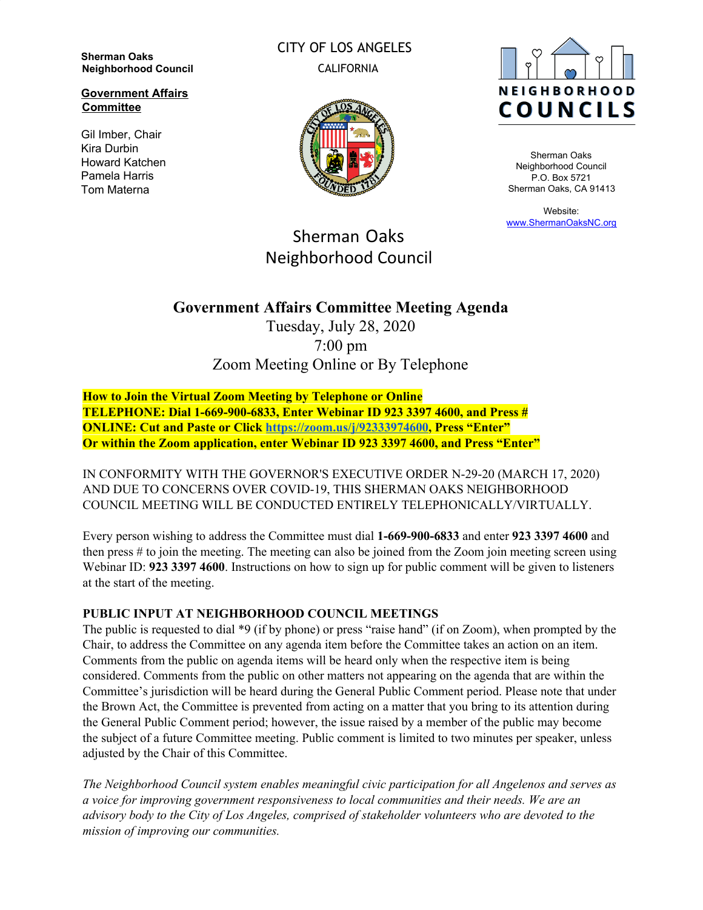**Sherman Oaks Neighborhood Council**

**Government Affairs Committee**

Gil Imber, Chair
Kira Durbin
Howard Katchen
Pamela Harris
Tom Materna

CITY OF LOS ANGELES
CALIFORNIA

NEIGHBORHOOD COUNCILS

Sherman Oaks Neighborhood Council
P.O. Box 5721
Sherman Oaks, CA 91413

Website:
www.ShermanOaksNC.org

Sherman Oaks Neighborhood Council

# Government Affairs Committee Meeting Agenda

Tuesday, July 28, 2020
7:00 pm
Zoom Meeting Online or By Telephone

**How to Join the Virtual Zoom Meeting by Telephone or Online**
**TELEPHONE: Dial 1-669-900-6833, Enter Webinar ID 923 3397 4600, and Press #**
**ONLINE: Cut and Paste or Click https://zoom.us/j/92333974600, Press "Enter"**
**Or within the Zoom application, enter Webinar ID 923 3397 4600, and Press "Enter"**

IN CONFORMITY WITH THE GOVERNOR'S EXECUTIVE ORDER N-29-20 (MARCH 17, 2020) AND DUE TO CONCERNS OVER COVID-19, THIS SHERMAN OAKS NEIGHBORHOOD COUNCIL MEETING WILL BE CONDUCTED ENTIRELY TELEPHONICALLY/VIRTUALLY.

Every person wishing to address the Committee must dial **1-669-900-6833** and enter **923 3397 4600** and then press # to join the meeting. The meeting can also be joined from the Zoom join meeting screen using Webinar ID: **923 3397 4600**. Instructions on how to sign up for public comment will be given to listeners at the start of the meeting.

**PUBLIC INPUT AT NEIGHBORHOOD COUNCIL MEETINGS**
The public is requested to dial *9 (if by phone) or press "raise hand" (if on Zoom), when prompted by the Chair, to address the Committee on any agenda item before the Committee takes an action on an item. Comments from the public on agenda items will be heard only when the respective item is being considered. Comments from the public on other matters not appearing on the agenda that are within the Committee's jurisdiction will be heard during the General Public Comment period. Please note that under the Brown Act, the Committee is prevented from acting on a matter that you bring to its attention during the General Public Comment period; however, the issue raised by a member of the public may become the subject of a future Committee meeting. Public comment is limited to two minutes per speaker, unless adjusted by the Chair of this Committee.

*The Neighborhood Council system enables meaningful civic participation for all Angelenos and serves as a voice for improving government responsiveness to local communities and their needs. We are an advisory body to the City of Los Angeles, comprised of stakeholder volunteers who are devoted to the mission of improving our communities.*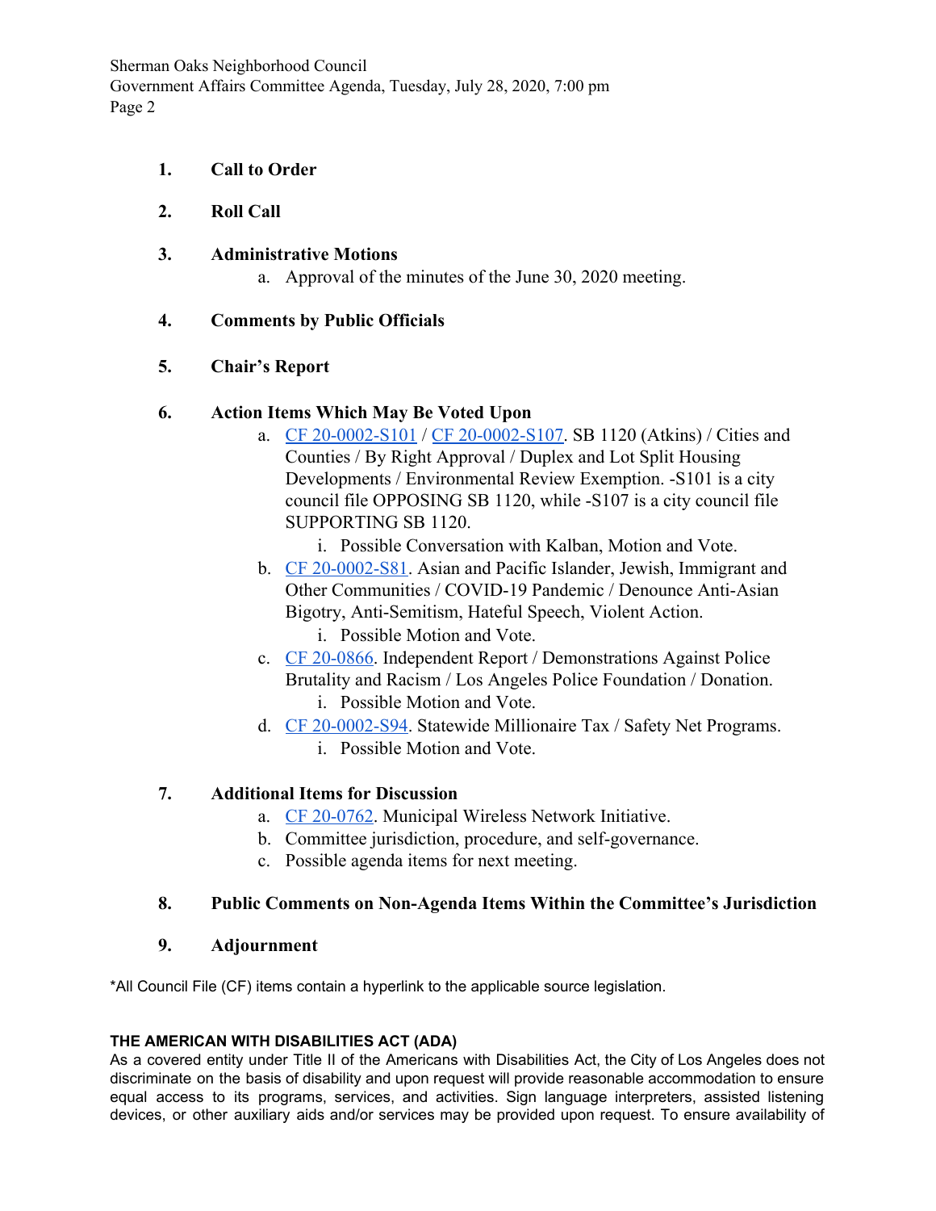1. **Call to Order**

2. **Roll Call**

3. **Administrative Motions**
   a. Approval of the minutes of the June 30, 2020 meeting.

4. **Comments by Public Officials**

5. **Chair's Report**

6. **Action Items Which May Be Voted Upon**
   a. CF 20-0002-S101 / CF 20-0002-S107. SB 1120 (Atkins) / Cities and Counties / By Right Approval / Duplex and Lot Split Housing Developments / Environmental Review Exemption. -S101 is a city council file OPPOSING SB 1120, while -S107 is a city council file SUPPORTING SB 1120.
      i. Possible Conversation with Kalban, Motion and Vote.
   b. CF 20-0002-S81. Asian and Pacific Islander, Jewish, Immigrant and Other Communities / COVID-19 Pandemic / Denounce Anti-Asian Bigotry, Anti-Semitism, Hateful Speech, Violent Action.
      i. Possible Motion and Vote.
   c. CF 20-0866. Independent Report / Demonstrations Against Police Brutality and Racism / Los Angeles Police Foundation / Donation.
      i. Possible Motion and Vote.
   d. CF 20-0002-S94. Statewide Millionaire Tax / Safety Net Programs.
      i. Possible Motion and Vote.

7. **Additional Items for Discussion**
   a. CF 20-0762. Municipal Wireless Network Initiative.
   b. Committee jurisdiction, procedure, and self-governance.
   c. Possible agenda items for next meeting.

8. **Public Comments on Non-Agenda Items Within the Committee's Jurisdiction**

9. **Adjournment**

*All Council File (CF) items contain a hyperlink to the applicable source legislation.

**THE AMERICAN WITH DISABILITIES ACT (ADA)**

As a covered entity under Title II of the Americans with Disabilities Act, the City of Los Angeles does not discriminate on the basis of disability and upon request will provide reasonable accommodation to ensure equal access to its programs, services, and activities. Sign language interpreters, assisted listening devices, or other auxiliary aids and/or services may be provided upon request. To ensure availability of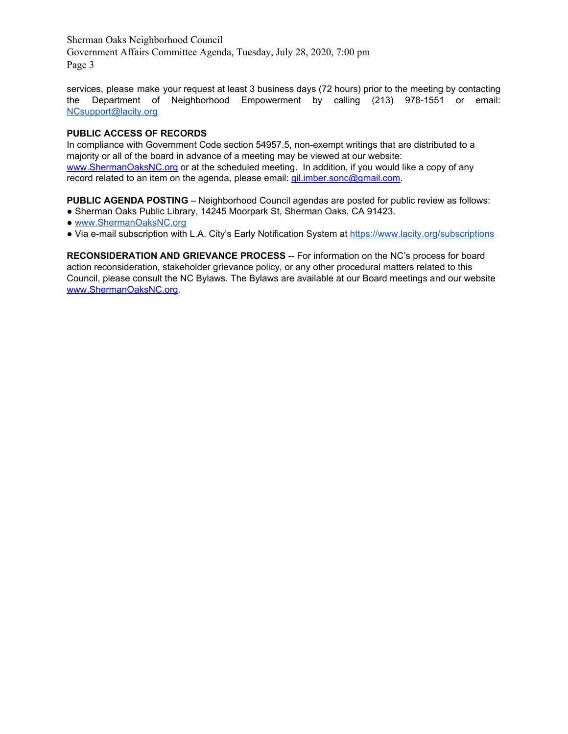services, please make your request at least 3 business days (72 hours) prior to the meeting by contacting the Department of Neighborhood Empowerment by calling (213) 978-1551 or email: NCsupport@lacity.org

**PUBLIC ACCESS OF RECORDS**
In compliance with Government Code section 54957.5, non-exempt writings that are distributed to a majority or all of the board in advance of a meeting may be viewed at our website: www.ShermanOaksNC.org or at the scheduled meeting. In addition, if you would like a copy of any record related to an item on the agenda, please email: gil.imber.sonc@gmail.com.

**PUBLIC AGENDA POSTING** – Neighborhood Council agendas are posted for public review as follows:

- Sherman Oaks Public Library, 14245 Moorpark St, Sherman Oaks, CA 91423.
- www.ShermanOaksNC.org
- Via e-mail subscription with L.A. City's Early Notification System at https://www.lacity.org/subscriptions

**RECONSIDERATION AND GRIEVANCE PROCESS** -- For information on the NC's process for board action reconsideration, stakeholder grievance policy, or any other procedural matters related to this Council, please consult the NC Bylaws. The Bylaws are available at our Board meetings and our website www.ShermanOaksNC.org.